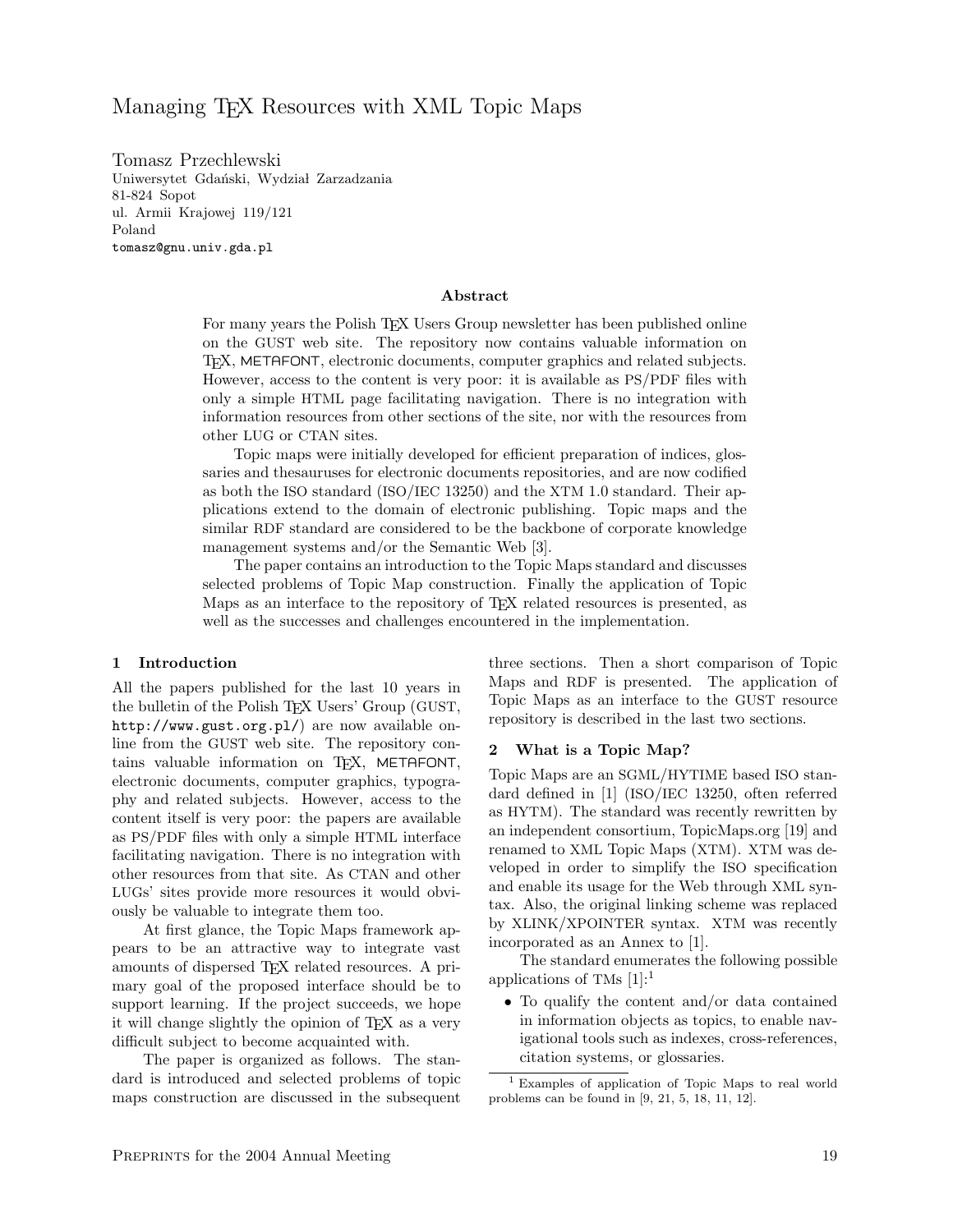# Managing TEX Resources with XML Topic Maps

Tomasz Przechlewski
Uniwersytet Gdański, Wydział Zarzadzania
81-824 Sopot
ul. Armii Krajowej 119/121
Poland
tomasz@gnu.univ.gda.pl

### Abstract

For many years the Polish TEX Users Group newsletter has been published online on the GUST web site. The repository now contains valuable information on TEX, METAFONT, electronic documents, computer graphics and related subjects. However, access to the content is very poor: it is available as PS/PDF files with only a simple HTML page facilitating navigation. There is no integration with information resources from other sections of the site, nor with the resources from other LUG or CTAN sites.

Topic maps were initially developed for efficient preparation of indices, glossaries and thesauruses for electronic documents repositories, and are now codified as both the ISO standard (ISO/IEC 13250) and the XTM 1.0 standard. Their applications extend to the domain of electronic publishing. Topic maps and the similar RDF standard are considered to be the backbone of corporate knowledge management systems and/or the Semantic Web [3].

The paper contains an introduction to the Topic Maps standard and discusses selected problems of Topic Map construction. Finally the application of Topic Maps as an interface to the repository of TEX related resources is presented, as well as the successes and challenges encountered in the implementation.

## 1 Introduction

All the papers published for the last 10 years in the bulletin of the Polish TEX Users' Group (GUST, http://www.gust.org.pl/) are now available online from the GUST web site. The repository contains valuable information on TEX, METAFONT, electronic documents, computer graphics, typography and related subjects. However, access to the content itself is very poor: the papers are available as PS/PDF files with only a simple HTML interface facilitating navigation. There is no integration with other resources from that site. As CTAN and other LUGs' sites provide more resources it would obviously be valuable to integrate them too.

At first glance, the Topic Maps framework appears to be an attractive way to integrate vast amounts of dispersed TEX related resources. A primary goal of the proposed interface should be to support learning. If the project succeeds, we hope it will change slightly the opinion of TEX as a very difficult subject to become acquainted with.

The paper is organized as follows. The standard is introduced and selected problems of topic maps construction are discussed in the subsequent three sections. Then a short comparison of Topic Maps and RDF is presented. The application of Topic Maps as an interface to the GUST resource repository is described in the last two sections.

## 2 What is a Topic Map?

Topic Maps are an SGML/HYTIME based ISO standard defined in [1] (ISO/IEC 13250, often referred as HYTM). The standard was recently rewritten by an independent consortium, TopicMaps.org [19] and renamed to XML Topic Maps (XTM). XTM was developed in order to simplify the ISO specification and enable its usage for the Web through XML syntax. Also, the original linking scheme was replaced by XLINK/XPOINTER syntax. XTM was recently incorporated as an Annex to [1].

The standard enumerates the following possible applications of TMs [1]:[1]

- To qualify the content and/or data contained in information objects as topics, to enable navigational tools such as indexes, cross-references, citation systems, or glossaries.

[1] Examples of application of Topic Maps to real world problems can be found in [9, 21, 5, 18, 11, 12].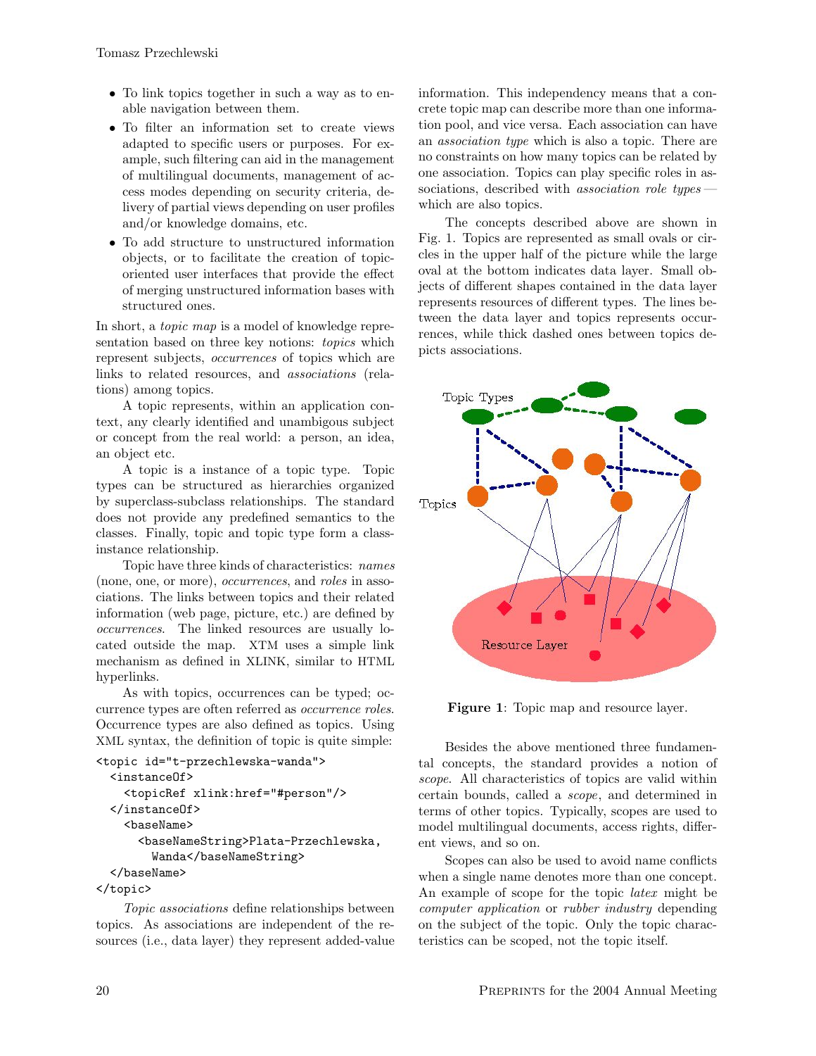- To link topics together in such a way as to enable navigation between them.
- To filter an information set to create views adapted to specific users or purposes. For example, such filtering can aid in the management of multilingual documents, management of access modes depending on security criteria, delivery of partial views depending on user profiles and/or knowledge domains, etc.
- To add structure to unstructured information objects, or to facilitate the creation of topic-oriented user interfaces that provide the effect of merging unstructured information bases with structured ones.

In short, a *topic map* is a model of knowledge representation based on three key notions: *topics* which represent subjects, *occurrences* of topics which are links to related resources, and *associations* (relations) among topics.

A topic represents, within an application context, any clearly identified and unambigous subject or concept from the real world: a person, an idea, an object etc.

A topic is a instance of a topic type. Topic types can be structured as hierarchies organized by superclass-subclass relationships. The standard does not provide any predefined semantics to the classes. Finally, topic and topic type form a class-instance relationship.

Topic have three kinds of characteristics: *names* (none, one, or more), *occurrences*, and *roles* in associations. The links between topics and their related information (web page, picture, etc.) are defined by *occurrences*. The linked resources are usually located outside the map. XTM uses a simple link mechanism as defined in XLINK, similar to HTML hyperlinks.

As with topics, occurrences can be typed; occurrence types are often referred as *occurrence roles*. Occurrence types are also defined as topics. Using XML syntax, the definition of topic is quite simple:

```
<topic id="t-przechlewska-wanda">
  <instanceOf>
    <topicRef xlink:href="#person"/>
  </instanceOf>
    <baseName>
      <baseNameString>Plata-Przechlewska,
        Wanda</baseNameString>
  </baseName>
</topic>
```

*Topic associations* define relationships between topics. As associations are independent of the resources (i.e., data layer) they represent added-value information. This independency means that a concrete topic map can describe more than one information pool, and vice versa. Each association can have an *association type* which is also a topic. There are no constraints on how many topics can be related by one association. Topics can play specific roles in associations, described with *association role types* — which are also topics.

The concepts described above are shown in Fig. 1. Topics are represented as small ovals or circles in the upper half of the picture while the large oval at the bottom indicates data layer. Small objects of different shapes contained in the data layer represents resources of different types. The lines between the data layer and topics represents occurrences, while thick dashed ones between topics depicts associations.

Topic Types

Topics

Resource Layer

**Figure 1**: Topic map and resource layer.

Besides the above mentioned three fundamental concepts, the standard provides a notion of *scope*. All characteristics of topics are valid within certain bounds, called a *scope*, and determined in terms of other topics. Typically, scopes are used to model multilingual documents, access rights, different views, and so on.

Scopes can also be used to avoid name conflicts when a single name denotes more than one concept. An example of scope for the topic *latex* might be *computer application* or *rubber industry* depending on the subject of the topic. Only the topic characteristics can be scoped, not the topic itself.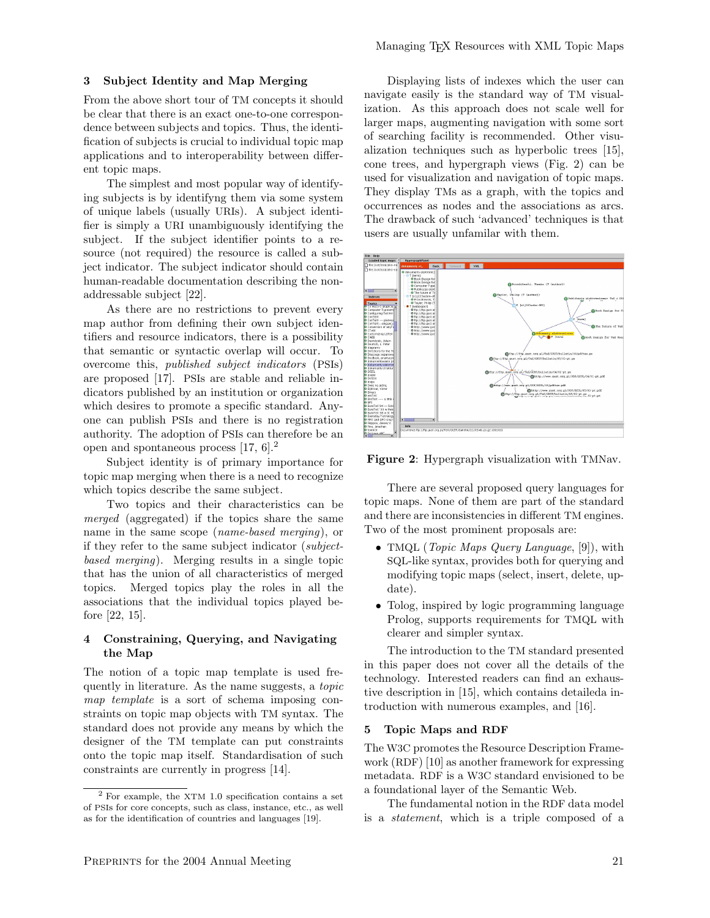## 3 Subject Identity and Map Merging

From the above short tour of TM concepts it should be clear that there is an exact one-to-one correspondence between subjects and topics. Thus, the identification of subjects is crucial to individual topic map applications and to interoperability between different topic maps.

The simplest and most popular way of identifying subjects is by identifyng them via some system of unique labels (usually URIs). A subject identifier is simply a URI unambiguously identifying the subject. If the subject identifier points to a resource (not required) the resource is called a subject indicator. The subject indicator should contain human-readable documentation describing the non-addressable subject [22].

As there are no restrictions to prevent every map author from defining their own subject identifiers and resource indicators, there is a possibility that semantic or syntactic overlap will occur. To overcome this, *published subject indicators* (PSIs) are proposed [17]. PSIs are stable and reliable indicators published by an institution or organization which desires to promote a specific standard. Anyone can publish PSIs and there is no registration authority. The adoption of PSIs can therefore be an open and spontaneous process [17, 6].[2]

Subject identity is of primary importance for topic map merging when there is a need to recognize which topics describe the same subject.

Two topics and their characteristics can be *merged* (aggregated) if the topics share the same name in the same scope (*name-based merging*), or if they refer to the same subject indicator (*subject-based merging*). Merging results in a single topic that has the union of all characteristics of merged topics. Merged topics play the roles in all the associations that the individual topics played before [22, 15].

## 4 Constraining, Querying, and Navigating the Map

The notion of a topic map template is used frequently in literature. As the name suggests, a *topic map template* is a sort of schema imposing constraints on topic map objects with TM syntax. The standard does not provide any means by which the designer of the TM template can put constraints onto the topic map itself. Standardisation of such constraints are currently in progress [14].

[2] For example, the XTM 1.0 specification contains a set of PSIs for core concepts, such as class, instance, etc., as well as for the identification of countries and languages [19].

Displaying lists of indexes which the user can navigate easily is the standard way of TM visualization. As this approach does not scale well for larger maps, augmenting navigation with some sort of searching facility is recommended. Other visualization techniques such as hyperbolic trees [15], cone trees, and hypergraph views (Fig. 2) can be used for visualization and navigation of topic maps. They display TMs as a graph, with the topics and occurrences as nodes and the associations as arcs. The drawback of such 'advanced' techniques is that users are usually unfamilar with them.

**Figure 2**: Hypergraph visualization with TMNav.

There are several proposed query languages for topic maps. None of them are part of the standard and there are inconsistencies in different TM engines. Two of the most prominent proposals are:

- TMQL (*Topic Maps Query Language*, [9]), with SQL-like syntax, provides both for querying and modifying topic maps (select, insert, delete, update).
- Tolog, inspired by logic programming language Prolog, supports requirements for TMQL with clearer and simpler syntax.

The introduction to the TM standard presented in this paper does not cover all the details of the technology. Interested readers can find an exhaustive description in [15], which contains detaileda introduction with numerous examples, and [16].

## 5 Topic Maps and RDF

The W3C promotes the Resource Description Framework (RDF) [10] as another framework for expressing metadata. RDF is a W3C standard envisioned to be a foundational layer of the Semantic Web.

The fundamental notion in the RDF data model is a *statement*, which is a triple composed of a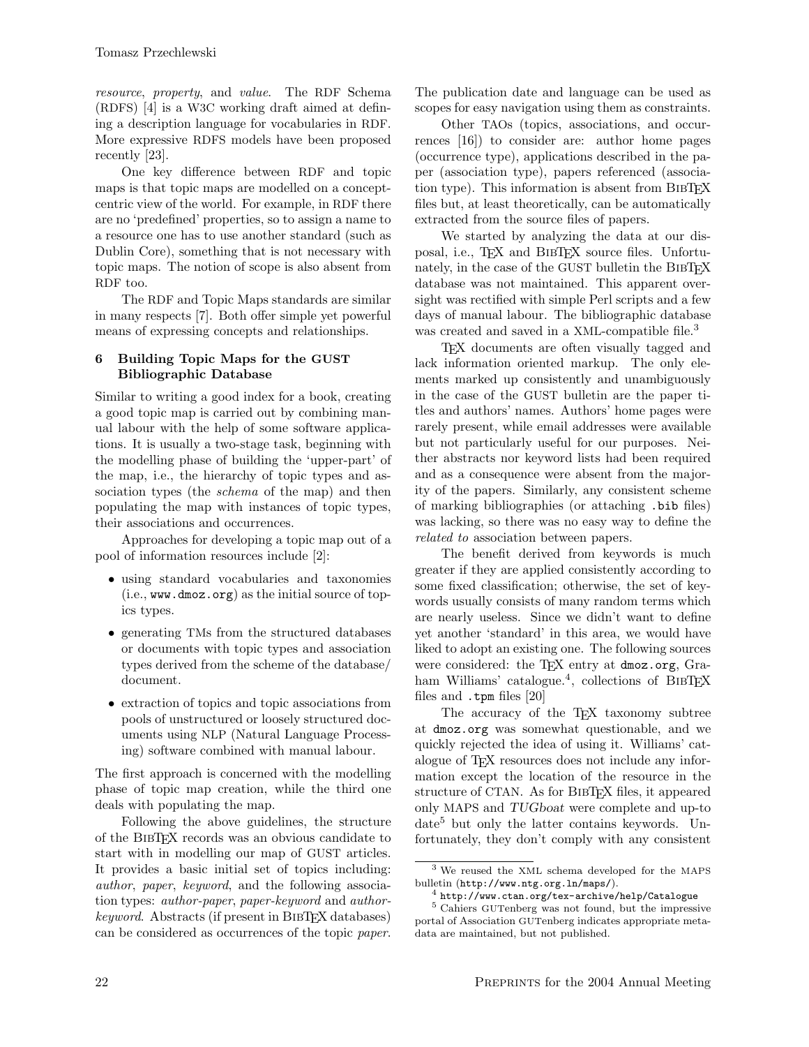*resource*, *property*, and *value*. The RDF Schema (RDFS) [4] is a W3C working draft aimed at defining a description language for vocabularies in RDF. More expressive RDFS models have been proposed recently [23].

One key difference between RDF and topic maps is that topic maps are modelled on a concept-centric view of the world. For example, in RDF there are no 'predefined' properties, so to assign a name to a resource one has to use another standard (such as Dublin Core), something that is not necessary with topic maps. The notion of scope is also absent from RDF too.

The RDF and Topic Maps standards are similar in many respects [7]. Both offer simple yet powerful means of expressing concepts and relationships.

## 6 Building Topic Maps for the GUST Bibliographic Database

Similar to writing a good index for a book, creating a good topic map is carried out by combining manual labour with the help of some software applications. It is usually a two-stage task, beginning with the modelling phase of building the 'upper-part' of the map, i.e., the hierarchy of topic types and association types (the *schema* of the map) and then populating the map with instances of topic types, their associations and occurrences.

Approaches for developing a topic map out of a pool of information resources include [2]:

- using standard vocabularies and taxonomies (i.e., `www.dmoz.org`) as the initial source of topics types.
- generating TMs from the structured databases or documents with topic types and association types derived from the scheme of the database/ document.
- extraction of topics and topic associations from pools of unstructured or loosely structured documents using NLP (Natural Language Processing) software combined with manual labour.

The first approach is concerned with the modelling phase of topic map creation, while the third one deals with populating the map.

Following the above guidelines, the structure of the BibTeX records was an obvious candidate to start with in modelling our map of GUST articles. It provides a basic initial set of topics including: *author*, *paper*, *keyword*, and the following association types: *author-paper*, *paper-keyword* and *author-keyword*. Abstracts (if present in BibTeX databases) can be considered as occurrences of the topic *paper*. The publication date and language can be used as scopes for easy navigation using them as constraints.

Other TAOs (topics, associations, and occurrences [16]) to consider are: author home pages (occurrence type), applications described in the paper (association type), papers referenced (association type). This information is absent from BibTeX files but, at least theoretically, can be automatically extracted from the source files of papers.

We started by analyzing the data at our disposal, i.e., TeX and BibTeX source files. Unfortunately, in the case of the GUST bulletin the BibTeX database was not maintained. This apparent oversight was rectified with simple Perl scripts and a few days of manual labour. The bibliographic database was created and saved in a XML-compatible file.[3]

TeX documents are often visually tagged and lack information oriented markup. The only elements marked up consistently and unambiguously in the case of the GUST bulletin are the paper titles and authors' names. Authors' home pages were rarely present, while email addresses were available but not particularly useful for our purposes. Neither abstracts nor keyword lists had been required and as a consequence were absent from the majority of the papers. Similarly, any consistent scheme of marking bibliographies (or attaching `.bib` files) was lacking, so there was no easy way to define the *related to* association between papers.

The benefit derived from keywords is much greater if they are applied consistently according to some fixed classification; otherwise, the set of keywords usually consists of many random terms which are nearly useless. Since we didn't want to define yet another 'standard' in this area, we would have liked to adopt an existing one. The following sources were considered: the TeX entry at `dmoz.org`, Graham Williams' catalogue.[4], collections of BibTeX files and `.tpm` files [20]

The accuracy of the TeX taxonomy subtree at `dmoz.org` was somewhat questionable, and we quickly rejected the idea of using it. Williams' catalogue of TeX resources does not include any information except the location of the resource in the structure of CTAN. As for BibTeX files, it appeared only MAPS and *TUGboat* were complete and up-to date[5] but only the latter contains keywords. Unfortunately, they don't comply with any consistent

[3] We reused the XML schema developed for the MAPS bulletin (`http://www.ntg.org.ln/maps/`).

[4] `http://www.ctan.org/tex-archive/help/Catalogue`

[5] Cahiers GUTenberg was not found, but the impressive portal of Association GUTenberg indicates appropriate metadata are maintained, but not published.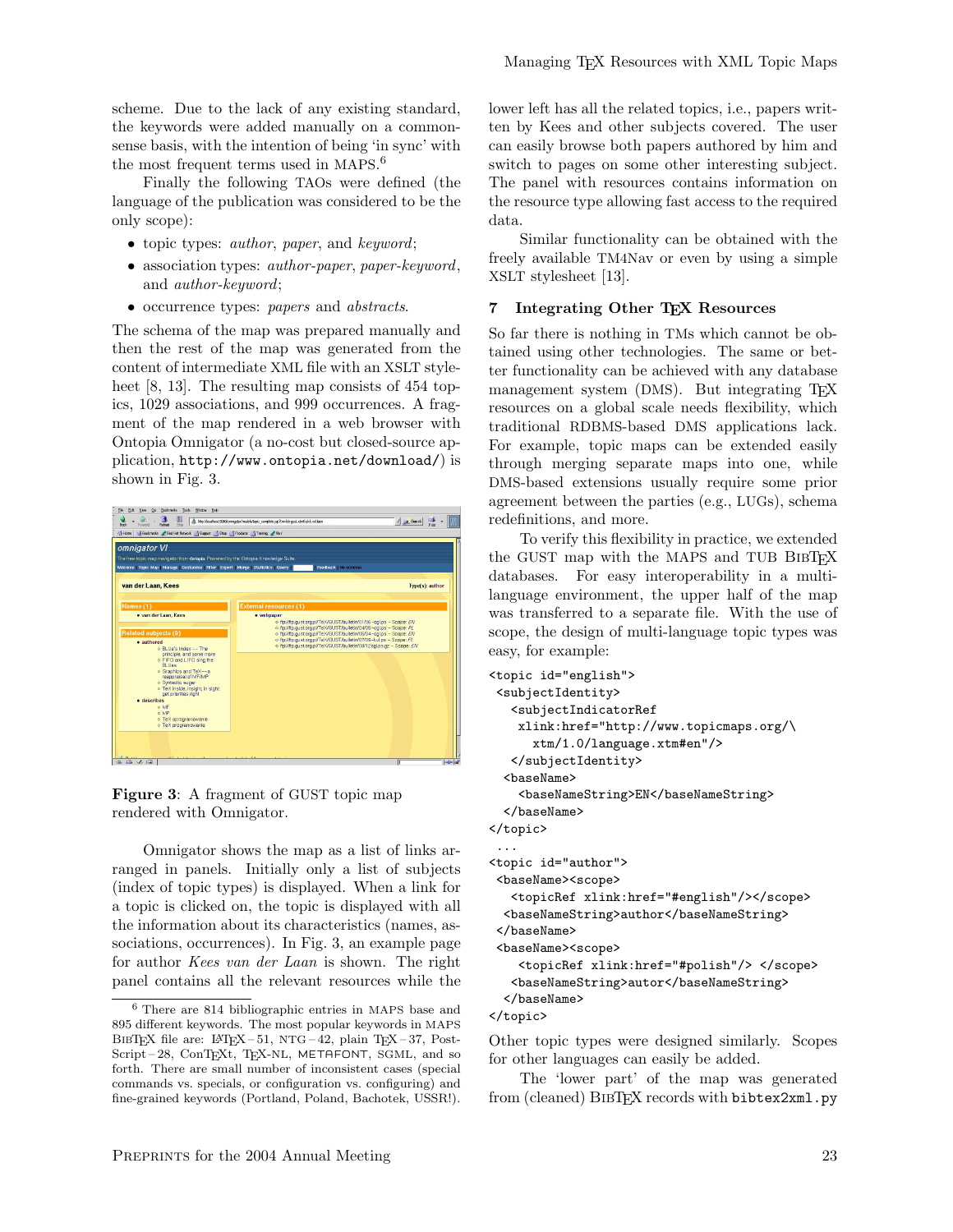scheme. Due to the lack of any existing standard, the keywords were added manually on a common-sense basis, with the intention of being 'in sync' with the most frequent terms used in MAPS.[6]

Finally the following TAOs were defined (the language of the publication was considered to be the only scope):

- topic types: *author*, *paper*, and *keyword*;
- association types: *author-paper*, *paper-keyword*, and *author-keyword*;
- occurrence types: *papers* and *abstracts*.

The schema of the map was prepared manually and then the rest of the map was generated from the content of intermediate XML file with an XSLT stylesheet [8, 13]. The resulting map consists of 454 topics, 1029 associations, and 999 occurrences. A fragment of the map rendered in a web browser with Ontopia Omnigator (a no-cost but closed-source application, `http://www.ontopia.net/download/`) is shown in Fig. 3.

**Figure 3**: A fragment of GUST topic map rendered with Omnigator.

Omnigator shows the map as a list of links arranged in panels. Initially only a list of subjects (index of topic types) is displayed. When a link for a topic is clicked on, the topic is displayed with all the information about its characteristics (names, associations, occurrences). In Fig. 3, an example page for author *Kees van der Laan* is shown. The right panel contains all the relevant resources while the lower left has all the related topics, i.e., papers written by Kees and other subjects covered. The user can easily browse both papers authored by him and switch to pages on some other interesting subject. The panel with resources contains information on the resource type allowing fast access to the required data.

Similar functionality can be obtained with the freely available TM4Nav or even by using a simple XSLT stylesheet [13].

## 7 Integrating Other TeX Resources

So far there is nothing in TMs which cannot be obtained using other technologies. The same or better functionality can be achieved with any database management system (DMS). But integrating TeX resources on a global scale needs flexibility, which traditional RDBMS-based DMS applications lack. For example, topic maps can be extended easily through merging separate maps into one, while DMS-based extensions usually require some prior agreement between the parties (e.g., LUGs), schema redefinitions, and more.

To verify this flexibility in practice, we extended the GUST map with the MAPS and TUB BibTeX databases. For easy interoperability in a multi-language environment, the upper half of the map was transferred to a separate file. With the use of scope, the design of multi-language topic types was easy, for example:

```
<topic id="english">
 <subjectIdentity>
   <subjectIndicatorRef
    xlink:href="http://www.topicmaps.org/\
      xtm/1.0/language.xtm#en"/>
   </subjectIdentity>
  <baseName>
    <baseNameString>EN</baseNameString>
  </baseName>
</topic>
 ...
<topic id="author">
 <baseName><scope>
   <topicRef xlink:href="#english"/></scope>
  <baseNameString>author</baseNameString>
 </baseName>
 <baseName><scope>
    <topicRef xlink:href="#polish"/> </scope>
   <baseNameString>autor</baseNameString>
  </baseName>
</topic>
```

Other topic types were designed similarly. Scopes for other languages can easily be added.

The 'lower part' of the map was generated from (cleaned) BibTeX records with `bibtex2xml.py`

[6] There are 814 bibliographic entries in MAPS base and 895 different keywords. The most popular keywords in MAPS BibTeX file are: LaTeX – 51, NTG – 42, plain TeX – 37, PostScript – 28, ConTeXt, TeX-NL, METAFONT, SGML, and so forth. There are small number of inconsistent cases (special commands vs. specials, or configuration vs. configuring) and fine-grained keywords (Portland, Poland, Bachotek, USSR!).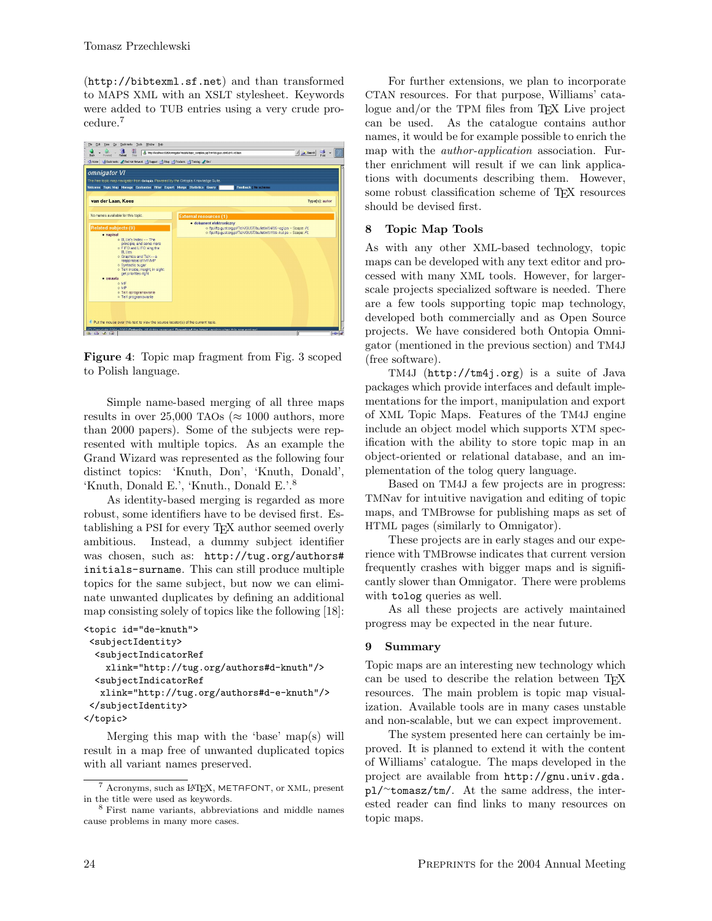(http://bibtexml.sf.net) and than transformed to MAPS XML with an XSLT stylesheet. Keywords were added to TUB entries using a very crude procedure.[7]

Figure 4: Topic map fragment from Fig. 3 scoped to Polish language.

Simple name-based merging of all three maps results in over 25,000 TAOs (≈ 1000 authors, more than 2000 papers). Some of the subjects were represented with multiple topics. As an example the Grand Wizard was represented as the following four distinct topics: 'Knuth, Don', 'Knuth, Donald', 'Knuth, Donald E.', 'Knuth., Donald E.'.[8]

As identity-based merging is regarded as more robust, some identifiers have to be devised first. Establishing a PSI for every TEX author seemed overly ambitious. Instead, a dummy subject identifier was chosen, such as: `http://tug.org/authors#initials-surname`. This can still produce multiple topics for the same subject, but now we can eliminate unwanted duplicates by defining an additional map consisting solely of topics like the following [18]:

```
<topic id="de-knuth">
 <subjectIdentity>
  <subjectIndicatorRef
    xlink="http://tug.org/authors#d-knuth"/>
  <subjectIndicatorRef
   xlink="http://tug.org/authors#d-e-knuth"/>
 </subjectIdentity>
</topic>
```

Merging this map with the 'base' map(s) will result in a map free of unwanted duplicated topics with all variant names preserved.

[7] Acronyms, such as LATEX, METAFONT, or XML, present in the title were used as keywords.

[8] First name variants, abbreviations and middle names cause problems in many more cases.

For further extensions, we plan to incorporate CTAN resources. For that purpose, Williams' catalogue and/or the TPM files from TEX Live project can be used. As the catalogue contains author names, it would be for example possible to enrich the map with the *author-application* association. Further enrichment will result if we can link applications with documents describing them. However, some robust classification scheme of TEX resources should be devised first.

## 8 Topic Map Tools

As with any other XML-based technology, topic maps can be developed with any text editor and processed with many XML tools. However, for larger-scale projects specialized software is needed. There are a few tools supporting topic map technology, developed both commercially and as Open Source projects. We have considered both Ontopia Omnigator (mentioned in the previous section) and TM4J (free software).

TM4J (http://tm4j.org) is a suite of Java packages which provide interfaces and default implementations for the import, manipulation and export of XML Topic Maps. Features of the TM4J engine include an object model which supports XTM specification with the ability to store topic map in an object-oriented or relational database, and an implementation of the tolog query language.

Based on TM4J a few projects are in progress: TMNav for intuitive navigation and editing of topic maps, and TMBrowse for publishing maps as set of HTML pages (similarly to Omnigator).

These projects are in early stages and our experience with TMBrowse indicates that current version frequently crashes with bigger maps and is significantly slower than Omnigator. There were problems with `tolog` queries as well.

As all these projects are actively maintained progress may be expected in the near future.

## 9 Summary

Topic maps are an interesting new technology which can be used to describe the relation between TEX resources. The main problem is topic map visualization. Available tools are in many cases unstable and non-scalable, but we can expect improvement.

The system presented here can certainly be improved. It is planned to extend it with the content of Williams' catalogue. The maps developed in the project are available from `http://gnu.univ.gda.pl/~tomasz/tm/`. At the same address, the interested reader can find links to many resources on topic maps.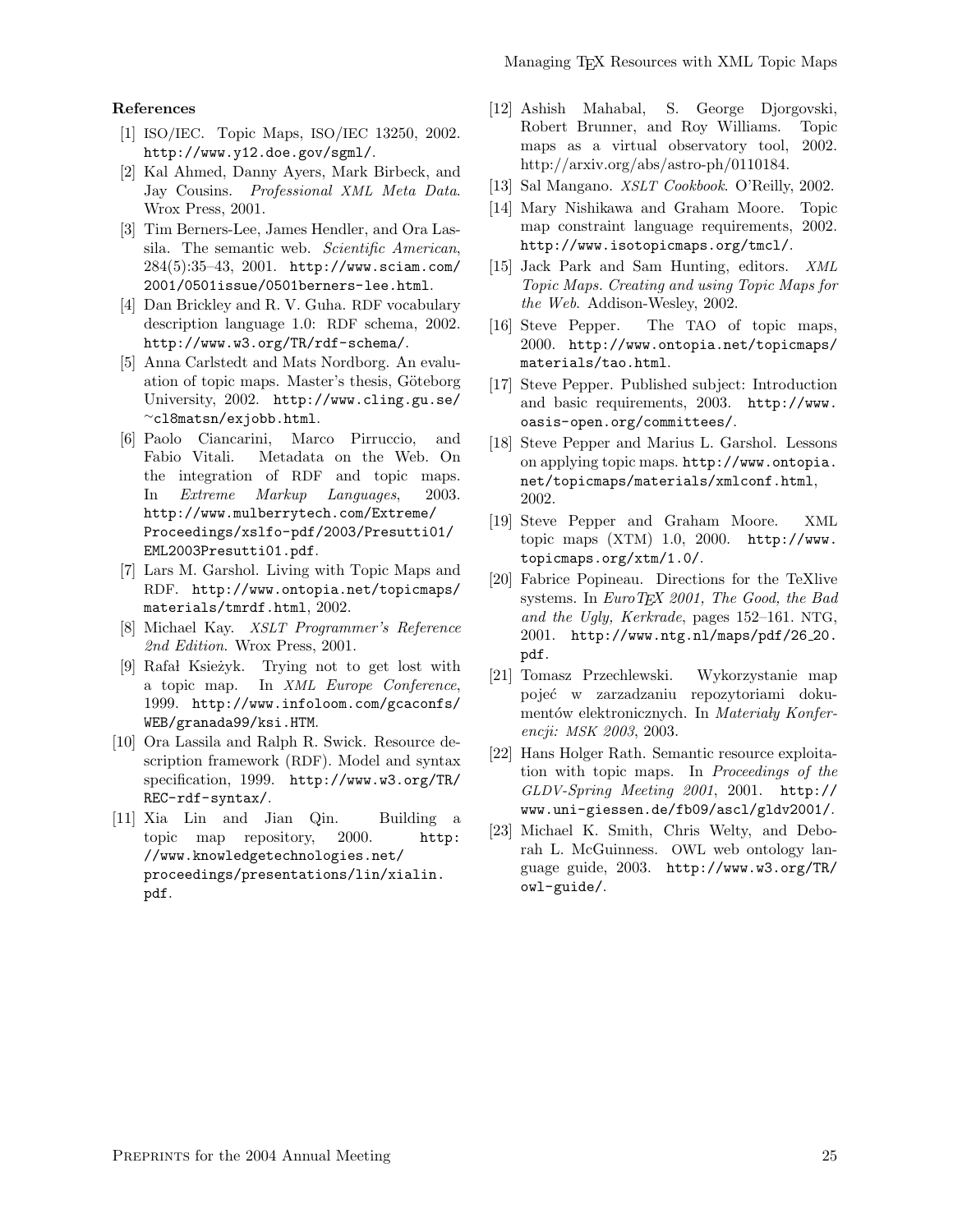**References**

[1] ISO/IEC. Topic Maps, ISO/IEC 13250, 2002. http://www.y12.doe.gov/sgml/.

[2] Kal Ahmed, Danny Ayers, Mark Birbeck, and Jay Cousins. *Professional XML Meta Data*. Wrox Press, 2001.

[3] Tim Berners-Lee, James Hendler, and Ora Lassila. The semantic web. *Scientific American*, 284(5):35–43, 2001. http://www.sciam.com/2001/0501issue/0501berners-lee.html.

[4] Dan Brickley and R. V. Guha. RDF vocabulary description language 1.0: RDF schema, 2002. http://www.w3.org/TR/rdf-schema/.

[5] Anna Carlstedt and Mats Nordborg. An evaluation of topic maps. Master's thesis, Göteborg University, 2002. http://www.cling.gu.se/~cl8matsn/exjobb.html.

[6] Paolo Ciancarini, Marco Pirruccio, and Fabio Vitali. Metadata on the Web. On the integration of RDF and topic maps. In *Extreme Markup Languages*, 2003. http://www.mulberrytech.com/Extreme/Proceedings/xslfo-pdf/2003/Presutti01/EML2003Presutti01.pdf.

[7] Lars M. Garshol. Living with Topic Maps and RDF. http://www.ontopia.net/topicmaps/materials/tmrdf.html, 2002.

[8] Michael Kay. *XSLT Programmer's Reference 2nd Edition*. Wrox Press, 2001.

[9] Rafał Księżyk. Trying not to get lost with a topic map. In *XML Europe Conference*, 1999. http://www.infoloom.com/gcaconfs/WEB/granada99/ksi.HTM.

[10] Ora Lassila and Ralph R. Swick. Resource description framework (RDF). Model and syntax specification, 1999. http://www.w3.org/TR/REC-rdf-syntax/.

[11] Xia Lin and Jian Qin. Building a topic map repository, 2000. http://www.knowledgetechnologies.net/proceedings/presentations/lin/xialin.pdf.

[12] Ashish Mahabal, S. George Djorgovski, Robert Brunner, and Roy Williams. Topic maps as a virtual observatory tool, 2002. http://arxiv.org/abs/astro-ph/0110184.

[13] Sal Mangano. *XSLT Cookbook*. O'Reilly, 2002.

[14] Mary Nishikawa and Graham Moore. Topic map constraint language requirements, 2002. http://www.isotopicmaps.org/tmcl/.

[15] Jack Park and Sam Hunting, editors. *XML Topic Maps. Creating and using Topic Maps for the Web*. Addison-Wesley, 2002.

[16] Steve Pepper. The TAO of topic maps, 2000. http://www.ontopia.net/topicmaps/materials/tao.html.

[17] Steve Pepper. Published subject: Introduction and basic requirements, 2003. http://www.oasis-open.org/committees/.

[18] Steve Pepper and Marius L. Garshol. Lessons on applying topic maps. http://www.ontopia.net/topicmaps/materials/xmlconf.html, 2002.

[19] Steve Pepper and Graham Moore. XML topic maps (XTM) 1.0, 2000. http://www.topicmaps.org/xtm/1.0/.

[20] Fabrice Popineau. Directions for the TeXlive systems. In *EuroTEX 2001, The Good, the Bad and the Ugly, Kerkrade*, pages 152–161. NTG, 2001. http://www.ntg.nl/maps/pdf/26_20.pdf.

[21] Tomasz Przechlewski. Wykorzystanie map pojęć w zarzadzaniu repozytoriami dokumentów elektronicznych. In *Materiały Konferencji: MSK 2003*, 2003.

[22] Hans Holger Rath. Semantic resource exploitation with topic maps. In *Proceedings of the GLDV-Spring Meeting 2001*, 2001. http://www.uni-giessen.de/fb09/ascl/gldv2001/.

[23] Michael K. Smith, Chris Welty, and Deborah L. McGuinness. OWL web ontology language guide, 2003. http://www.w3.org/TR/owl-guide/.